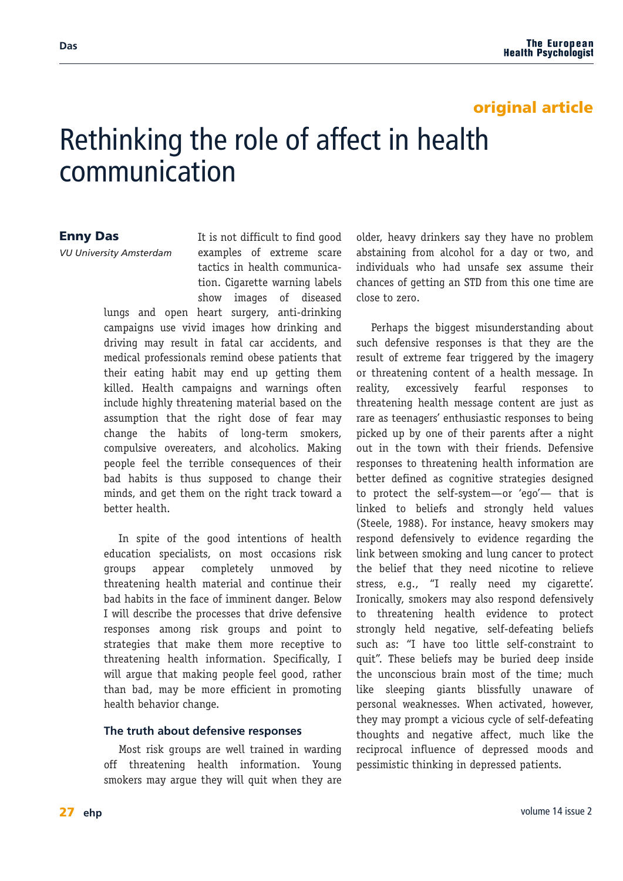original article

# Rethinking the role of affect in health communication

**Enny Das**

*VU University Amsterdam*

It is not difficult to find good examples of extreme scare tactics in health communication. Cigarette warning labels show images of diseased lungs and open heart surgery, anti-drinking campaigns use vivid images how drinking and driving may result in fatal car accidents, and medical professionals remind obese patients that their eating habit may end up getting them killed. Health campaigns and warnings often include highly threatening material based on the assumption that the right dose of fear may change the habits of long-term smokers, compulsive overeaters, and alcoholics. Making people feel the terrible consequences of their bad habits is thus supposed to change their minds, and get them on the right track toward a better health.

In spite of the good intentions of health education specialists, on most occasions risk groups appear completely unmoved by threatening health material and continue their bad habits in the face of imminent danger. Below I will describe the processes that drive defensive responses among risk groups and point to strategies that make them more receptive to threatening health information. Specifically, I will argue that making people feel good, rather than bad, may be more efficient in promoting health behavior change.

### The truth about defensive responses

Most risk groups are well trained in warding off threatening health information. Young smokers may argue they will quit when they are older, heavy drinkers say they have no problem abstaining from alcohol for a day or two, and individuals who had unsafe sex assume their chances of getting an STD from this one time are close to zero.

Perhaps the biggest misunderstanding about such defensive responses is that they are the result of extreme fear triggered by the imagery or threatening content of a health message. In reality, excessively fearful responses to threatening health message content are just as rare as teenagers' enthusiastic responses to being picked up by one of their parents after a night out in the town with their friends. Defensive responses to threatening health information are better defined as cognitive strategies designed to protect the self-system—or 'ego'— that is linked to beliefs and strongly held values (Steele, 1988). For instance, heavy smokers may respond defensively to evidence regarding the link between smoking and lung cancer to protect the belief that they need nicotine to relieve stress, e.g., "I really need my cigarette'. Ironically, smokers may also respond defensively to threatening health evidence to protect strongly held negative, self-defeating beliefs such as: "I have too little self-constraint to quit". These beliefs may be buried deep inside the unconscious brain most of the time; much like sleeping giants blissfully unaware of personal weaknesses. When activated, however, they may prompt a vicious cycle of self-defeating thoughts and negative affect, much like the reciprocal influence of depressed moods and pessimistic thinking in depressed patients.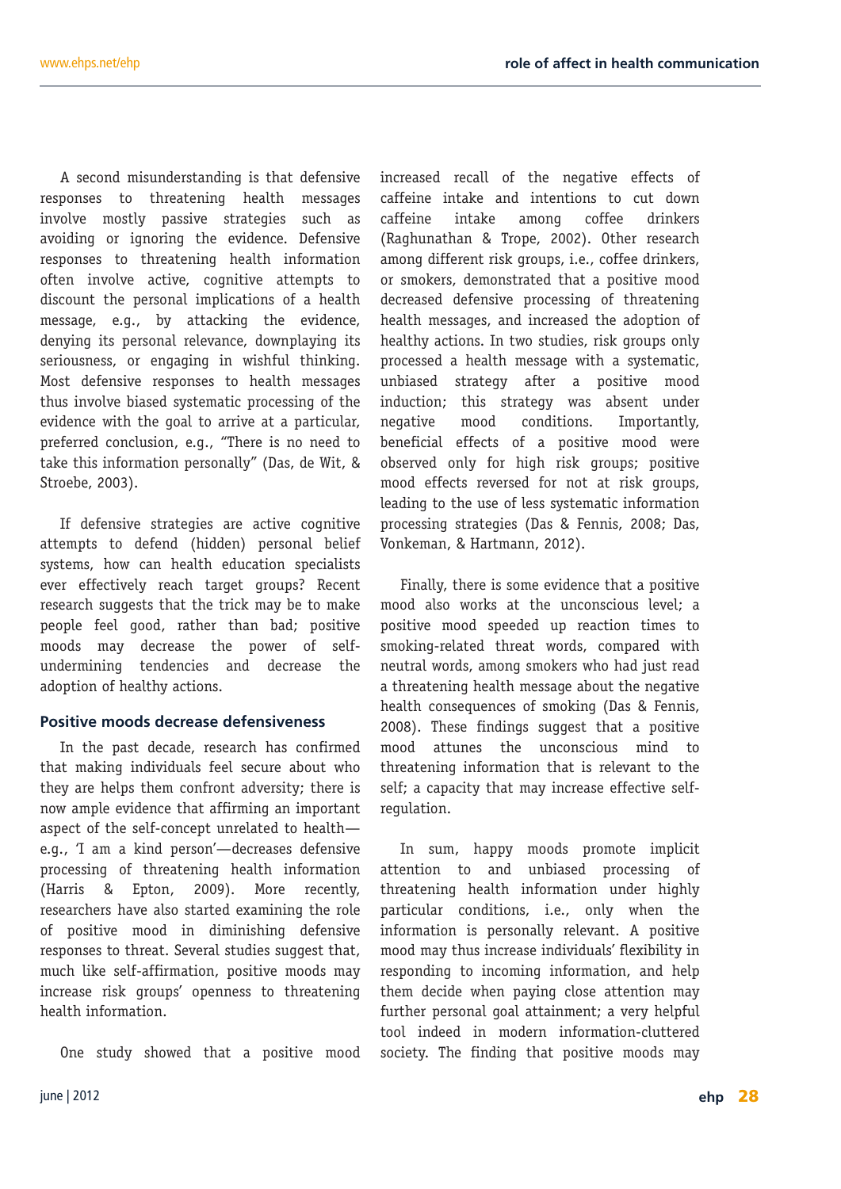A second misunderstanding is that defensive responses to threatening health messages involve mostly passive strategies such as avoiding or ignoring the evidence. Defensive responses to threatening health information often involve active, cognitive attempts to discount the personal implications of a health message, e.g., by attacking the evidence, denying its personal relevance, downplaying its seriousness, or engaging in wishful thinking. Most defensive responses to health messages thus involve biased systematic processing of the evidence with the goal to arrive at a particular, preferred conclusion, e.g., "There is no need to take this information personally" (Das, de Wit, & Stroebe, 2003).

If defensive strategies are active cognitive attempts to defend (hidden) personal belief systems, how can health education specialists ever effectively reach target groups? Recent research suggests that the trick may be to make people feel good, rather than bad; positive moods may decrease the power of self-undermining tendencies and decrease the adoption of healthy actions.

### Positive moods decrease defensiveness

In the past decade, research has confirmed that making individuals feel secure about who they are helps them confront adversity; there is now ample evidence that affirming an important aspect of the self-concept unrelated to health—e.g., 'I am a kind person'—decreases defensive processing of threatening health information (Harris & Epton, 2009). More recently, researchers have also started examining the role of positive mood in diminishing defensive responses to threat. Several studies suggest that, much like self-affirmation, positive moods may increase risk groups' openness to threatening health information.

One study showed that a positive mood increased recall of the negative effects of caffeine intake and intentions to cut down caffeine intake among coffee drinkers (Raghunathan & Trope, 2002). Other research among different risk groups, i.e., coffee drinkers, or smokers, demonstrated that a positive mood decreased defensive processing of threatening health messages, and increased the adoption of healthy actions. In two studies, risk groups only processed a health message with a systematic, unbiased strategy after a positive mood induction; this strategy was absent under negative mood conditions. Importantly, beneficial effects of a positive mood were observed only for high risk groups; positive mood effects reversed for not at risk groups, leading to the use of less systematic information processing strategies (Das & Fennis, 2008; Das, Vonkeman, & Hartmann, 2012).

Finally, there is some evidence that a positive mood also works at the unconscious level; a positive mood speeded up reaction times to smoking-related threat words, compared with neutral words, among smokers who had just read a threatening health message about the negative health consequences of smoking (Das & Fennis, 2008). These findings suggest that a positive mood attunes the unconscious mind to threatening information that is relevant to the self; a capacity that may increase effective self-regulation.

In sum, happy moods promote implicit attention to and unbiased processing of threatening health information under highly particular conditions, i.e., only when the information is personally relevant. A positive mood may thus increase individuals' flexibility in responding to incoming information, and help them decide when paying close attention may further personal goal attainment; a very helpful tool indeed in modern information-cluttered society. The finding that positive moods may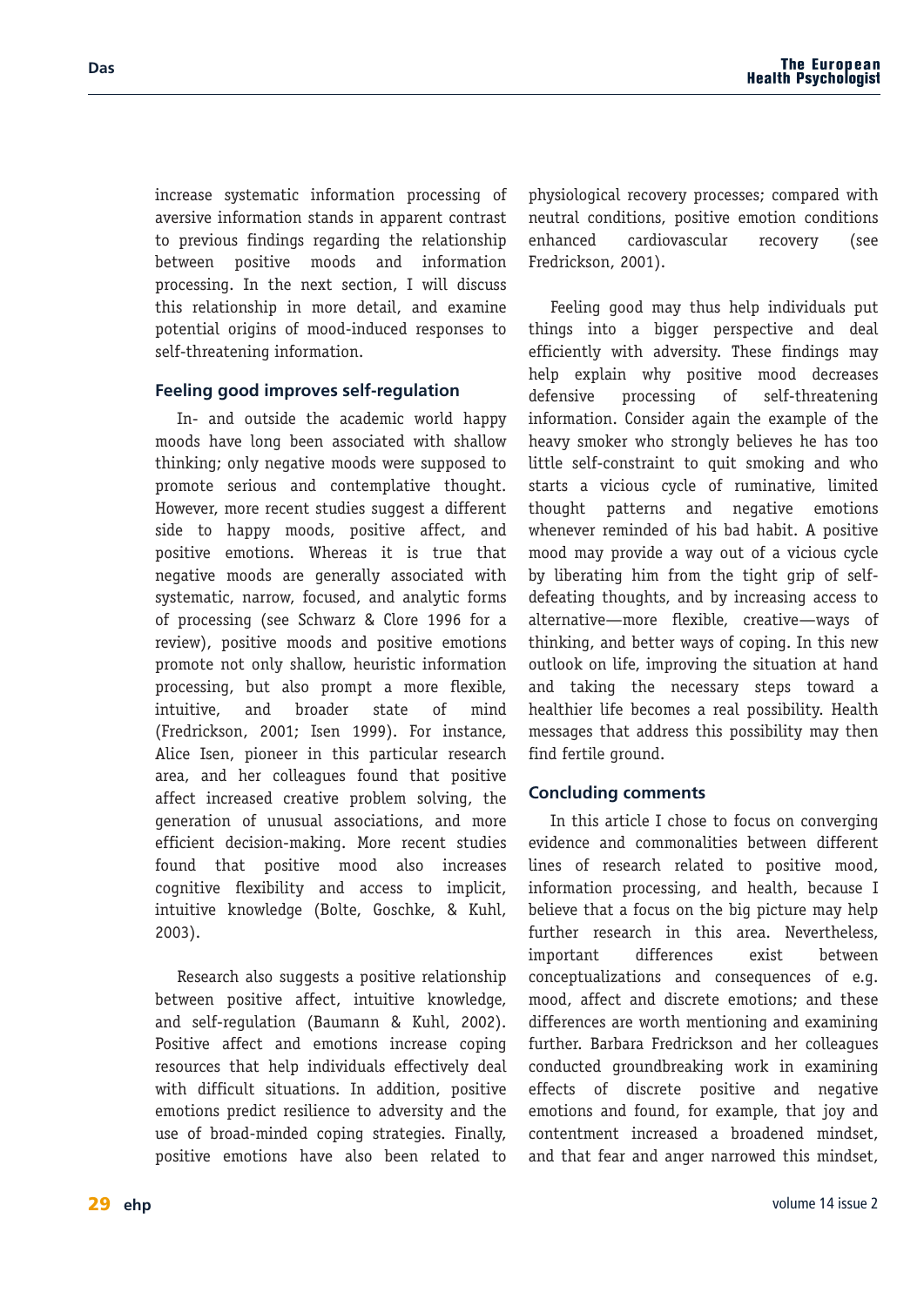increase systematic information processing of aversive information stands in apparent contrast to previous findings regarding the relationship between positive moods and information processing. In the next section, I will discuss this relationship in more detail, and examine potential origins of mood-induced responses to self-threatening information.

## Feeling good improves self-regulation

In- and outside the academic world happy moods have long been associated with shallow thinking; only negative moods were supposed to promote serious and contemplative thought. However, more recent studies suggest a different side to happy moods, positive affect, and positive emotions. Whereas it is true that negative moods are generally associated with systematic, narrow, focused, and analytic forms of processing (see Schwarz & Clore 1996 for a review), positive moods and positive emotions promote not only shallow, heuristic information processing, but also prompt a more flexible, intuitive, and broader state of mind (Fredrickson, 2001; Isen 1999). For instance, Alice Isen, pioneer in this particular research area, and her colleagues found that positive affect increased creative problem solving, the generation of unusual associations, and more efficient decision-making. More recent studies found that positive mood also increases cognitive flexibility and access to implicit, intuitive knowledge (Bolte, Goschke, & Kuhl, 2003).

Research also suggests a positive relationship between positive affect, intuitive knowledge, and self-regulation (Baumann & Kuhl, 2002). Positive affect and emotions increase coping resources that help individuals effectively deal with difficult situations. In addition, positive emotions predict resilience to adversity and the use of broad-minded coping strategies. Finally, positive emotions have also been related to physiological recovery processes; compared with neutral conditions, positive emotion conditions enhanced cardiovascular recovery (see Fredrickson, 2001).

Feeling good may thus help individuals put things into a bigger perspective and deal efficiently with adversity. These findings may help explain why positive mood decreases defensive processing of self-threatening information. Consider again the example of the heavy smoker who strongly believes he has too little self-constraint to quit smoking and who starts a vicious cycle of ruminative, limited thought patterns and negative emotions whenever reminded of his bad habit. A positive mood may provide a way out of a vicious cycle by liberating him from the tight grip of self-defeating thoughts, and by increasing access to alternative—more flexible, creative—ways of thinking, and better ways of coping. In this new outlook on life, improving the situation at hand and taking the necessary steps toward a healthier life becomes a real possibility. Health messages that address this possibility may then find fertile ground.

## Concluding comments

In this article I chose to focus on converging evidence and commonalities between different lines of research related to positive mood, information processing, and health, because I believe that a focus on the big picture may help further research in this area. Nevertheless, important differences exist between conceptualizations and consequences of e.g. mood, affect and discrete emotions; and these differences are worth mentioning and examining further. Barbara Fredrickson and her colleagues conducted groundbreaking work in examining effects of discrete positive and negative emotions and found, for example, that joy and contentment increased a broadened mindset, and that fear and anger narrowed this mindset,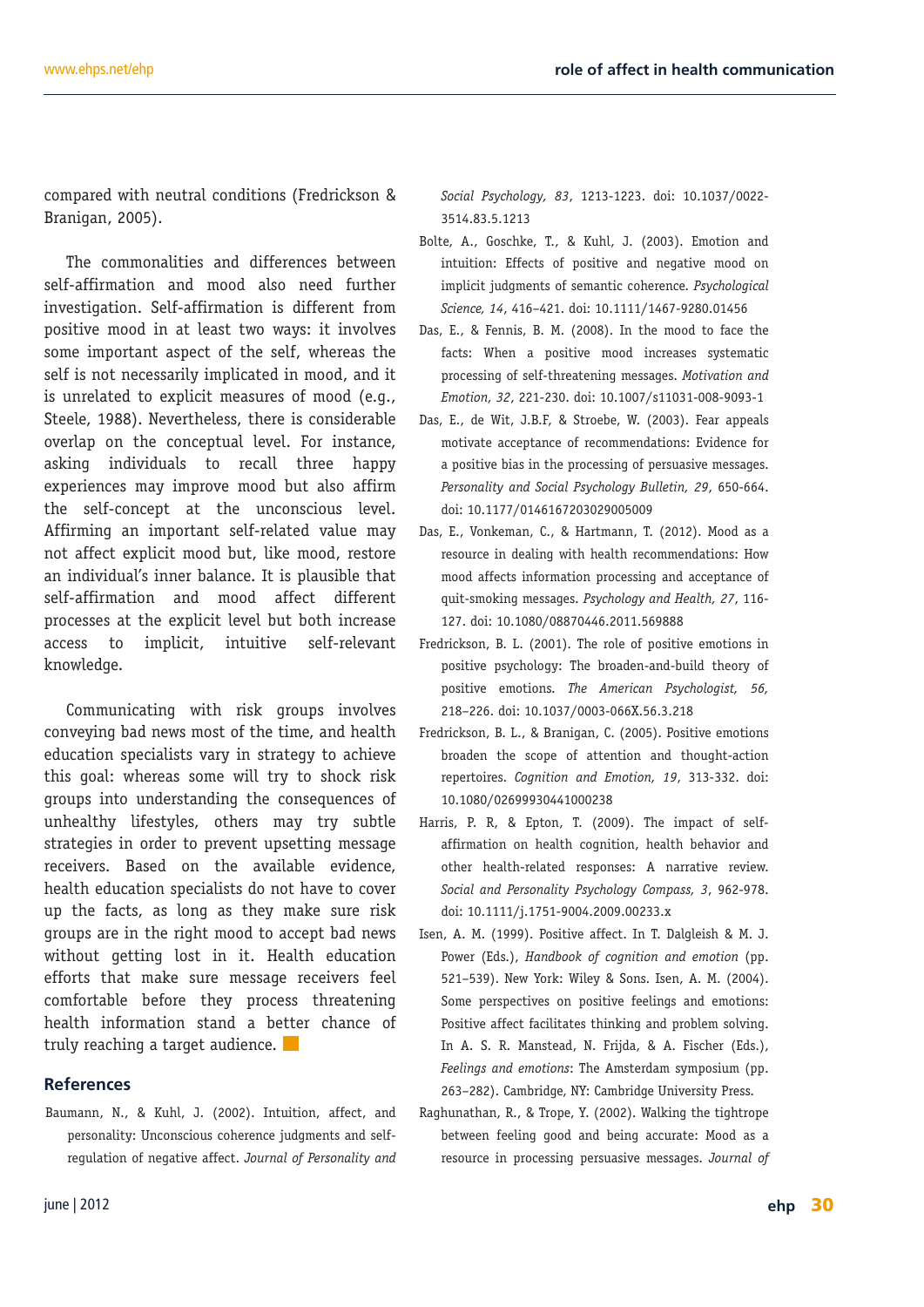compared with neutral conditions (Fredrickson & Branigan, 2005).

The commonalities and differences between self-affirmation and mood also need further investigation. Self-affirmation is different from positive mood in at least two ways: it involves some important aspect of the self, whereas the self is not necessarily implicated in mood, and it is unrelated to explicit measures of mood (e.g., Steele, 1988). Nevertheless, there is considerable overlap on the conceptual level. For instance, asking individuals to recall three happy experiences may improve mood but also affirm the self-concept at the unconscious level. Affirming an important self-related value may not affect explicit mood but, like mood, restore an individual's inner balance. It is plausible that self-affirmation and mood affect different processes at the explicit level but both increase access to implicit, intuitive self-relevant knowledge.

Communicating with risk groups involves conveying bad news most of the time, and health education specialists vary in strategy to achieve this goal: whereas some will try to shock risk groups into understanding the consequences of unhealthy lifestyles, others may try subtle strategies in order to prevent upsetting message receivers. Based on the available evidence, health education specialists do not have to cover up the facts, as long as they make sure risk groups are in the right mood to accept bad news without getting lost in it. Health education efforts that make sure message receivers feel comfortable before they process threatening health information stand a better chance of truly reaching a target audience.

## References

Baumann, N., & Kuhl, J. (2002). Intuition, affect, and personality: Unconscious coherence judgments and self-regulation of negative affect. *Journal of Personality and Social Psychology, 83*, 1213-1223. doi: 10.1037/0022-3514.83.5.1213

Bolte, A., Goschke, T., & Kuhl, J. (2003). Emotion and intuition: Effects of positive and negative mood on implicit judgments of semantic coherence. *Psychological Science, 14*, 416–421. doi: 10.1111/1467-9280.01456

Das, E., & Fennis, B. M. (2008). In the mood to face the facts: When a positive mood increases systematic processing of self-threatening messages. *Motivation and Emotion, 32*, 221-230. doi: 10.1007/s11031-008-9093-1

Das, E., de Wit, J.B.F, & Stroebe, W. (2003). Fear appeals motivate acceptance of recommendations: Evidence for a positive bias in the processing of persuasive messages. *Personality and Social Psychology Bulletin, 29*, 650-664. doi: 10.1177/0146167203029005009

Das, E., Vonkeman, C., & Hartmann, T. (2012). Mood as a resource in dealing with health recommendations: How mood affects information processing and acceptance of quit-smoking messages. *Psychology and Health, 27*, 116-127. doi: 10.1080/08870446.2011.569888

Fredrickson, B. L. (2001). The role of positive emotions in positive psychology: The broaden-and-build theory of positive emotions. *The American Psychologist, 56*, 218–226. doi: 10.1037/0003-066X.56.3.218

Fredrickson, B. L., & Branigan, C. (2005). Positive emotions broaden the scope of attention and thought-action repertoires. *Cognition and Emotion, 19*, 313-332. doi: 10.1080/02699930441000238

Harris, P. R, & Epton, T. (2009). The impact of self-affirmation on health cognition, health behavior and other health-related responses: A narrative review. *Social and Personality Psychology Compass, 3*, 962-978. doi: 10.1111/j.1751-9004.2009.00233.x

Isen, A. M. (1999). Positive affect. In T. Dalgleish & M. J. Power (Eds.), *Handbook of cognition and emotion* (pp. 521–539). New York: Wiley & Sons. Isen, A. M. (2004). Some perspectives on positive feelings and emotions: Positive affect facilitates thinking and problem solving. In A. S. R. Manstead, N. Frijda, & A. Fischer (Eds.), *Feelings and emotions*: The Amsterdam symposium (pp. 263–282). Cambridge, NY: Cambridge University Press.

Raghunathan, R., & Trope, Y. (2002). Walking the tightrope between feeling good and being accurate: Mood as a resource in processing persuasive messages. *Journal of*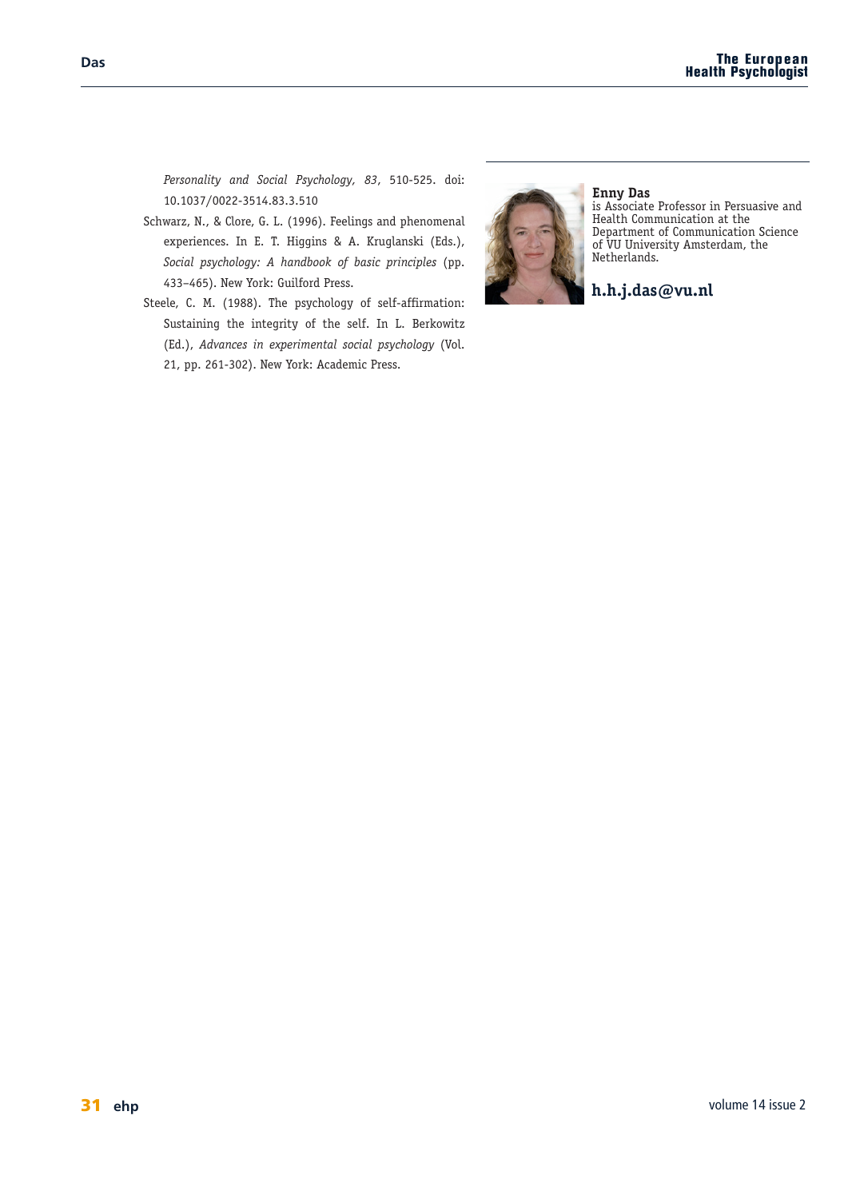*Personality and Social Psychology, 83*, 510-525. doi: 10.1037/0022-3514.83.3.510

Schwarz, N., & Clore, G. L. (1996). Feelings and phenomenal experiences. In E. T. Higgins & A. Kruglanski (Eds.), *Social psychology: A handbook of basic principles* (pp. 433–465). New York: Guilford Press.

Steele, C. M. (1988). The psychology of self-affirmation: Sustaining the integrity of the self. In L. Berkowitz (Ed.), *Advances in experimental social psychology* (Vol. 21, pp. 261-302). New York: Academic Press.

---

**Enny Das**
is Associate Professor in Persuasive and Health Communication at the Department of Communication Science of VU University Amsterdam, the Netherlands.

**h.h.j.das@vu.nl**